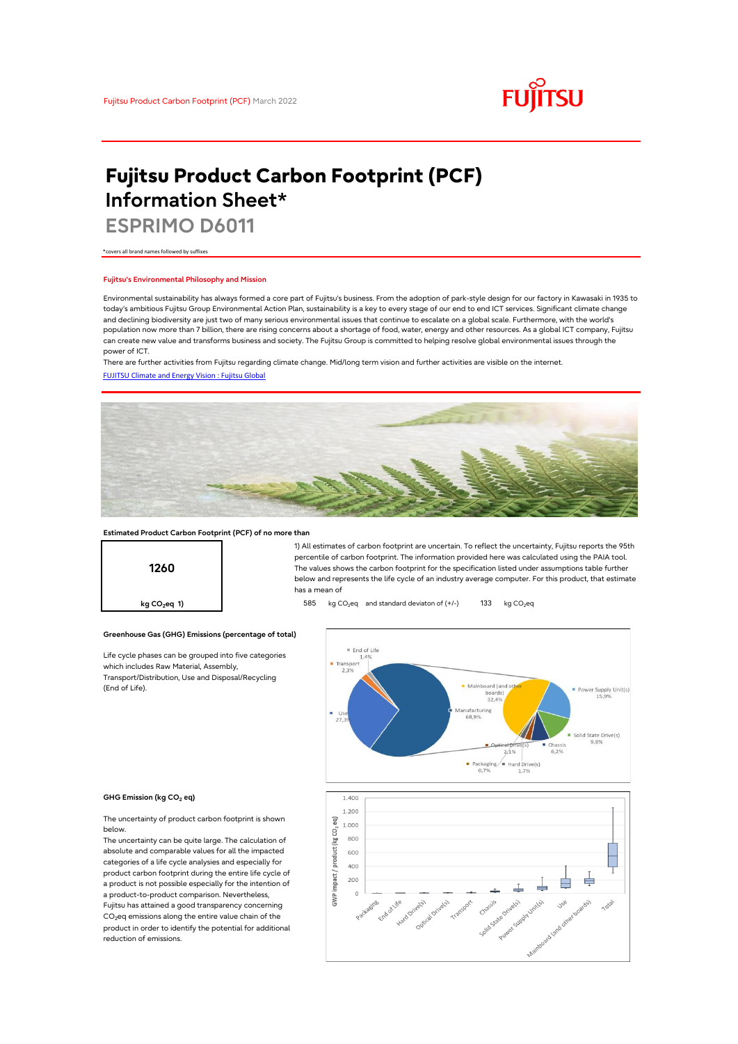Fujitsu Product Carbon Footprint (PCF) March 2022

# Fujitsu Product Carbon Footprint (PCF) Information Sheet*

## ESPRIMO D6011

*covers all brand names followed by suffixes

### Fujitsu's Environmental Philosophy and Mission

Environmental sustainability has always formed a core part of Fujitsu's business. From the adoption of park-style design for our factory in Kawasaki in 1935 to today's ambitious Fujitsu Group Environmental Action Plan, sustainability is a key to every stage of our end to end ICT services. Significant climate change and declining biodiversity are just two of many serious environmental issues that continue to escalate on a global scale. Furthermore, with the world's population now more than 7 billion, there are rising concerns about a shortage of food, water, energy and other resources. As a global ICT company, Fujitsu can create new value and transforms business and society. The Fujitsu Group is committed to helping resolve global environmental issues through the power of ICT.

There are further activities from Fujitsu regarding climate change. Mid/long term vision and further activities are visible on the internet.

[FUJITSU Climate and Energy Vision : Fujitsu Global](FUJITSU Climate and Energy Vision : Fujitsu Global)

### Estimated Product Carbon Footprint (PCF) of no more than

**1260**

kg $CO_2$eq 1)

1) All estimates of carbon footprint are uncertain. To reflect the uncertainty, Fujitsu reports the 95th percentile of carbon footprint. The information provided here was calculated using the PAIA tool. The values shows the carbon footprint for the specification listed under assumptions table further below and represents the life cycle of an industry average computer. For this product, that estimate has a mean of

585 kg $CO_2$eq and standard deviaton of (+/-) 133 kg $CO_2$eq

### Greenhouse Gas (GHG) Emissions (percentage of total)

Life cycle phases can be grouped into five categories which includes Raw Material, Assembly, Transport/Distribution, Use and Disposal/Recycling (End of Life).

End of Life 1,4%; Transport 2,3%; Use 27,3%; Manufacturing 68,9%; Mainboard (and other boards) 32,4%; Power Supply Unit(s) 15,9%; Solid State Drive(s) 9,8%; Chassis 6,2%; Optical Drive(s) 2,1%; Hard Drive(s) 1,7%; Packaging 0,7%

### GHG Emission (kg $CO_2$ eq)

The uncertainty of product carbon footprint is shown below.

The uncertainty can be quite large. The calculation of absolute and comparable values for all the impacted categories of a life cycle analysies and especially for product carbon footprint during the entire life cycle of a product is not possible especially for the intention of a product-to-product comparison. Nevertheless, Fujitsu has attained a good transparency concerning $CO_2$eq emissions along the entire value chain of the product in order to identify the potential for additional reduction of emissions.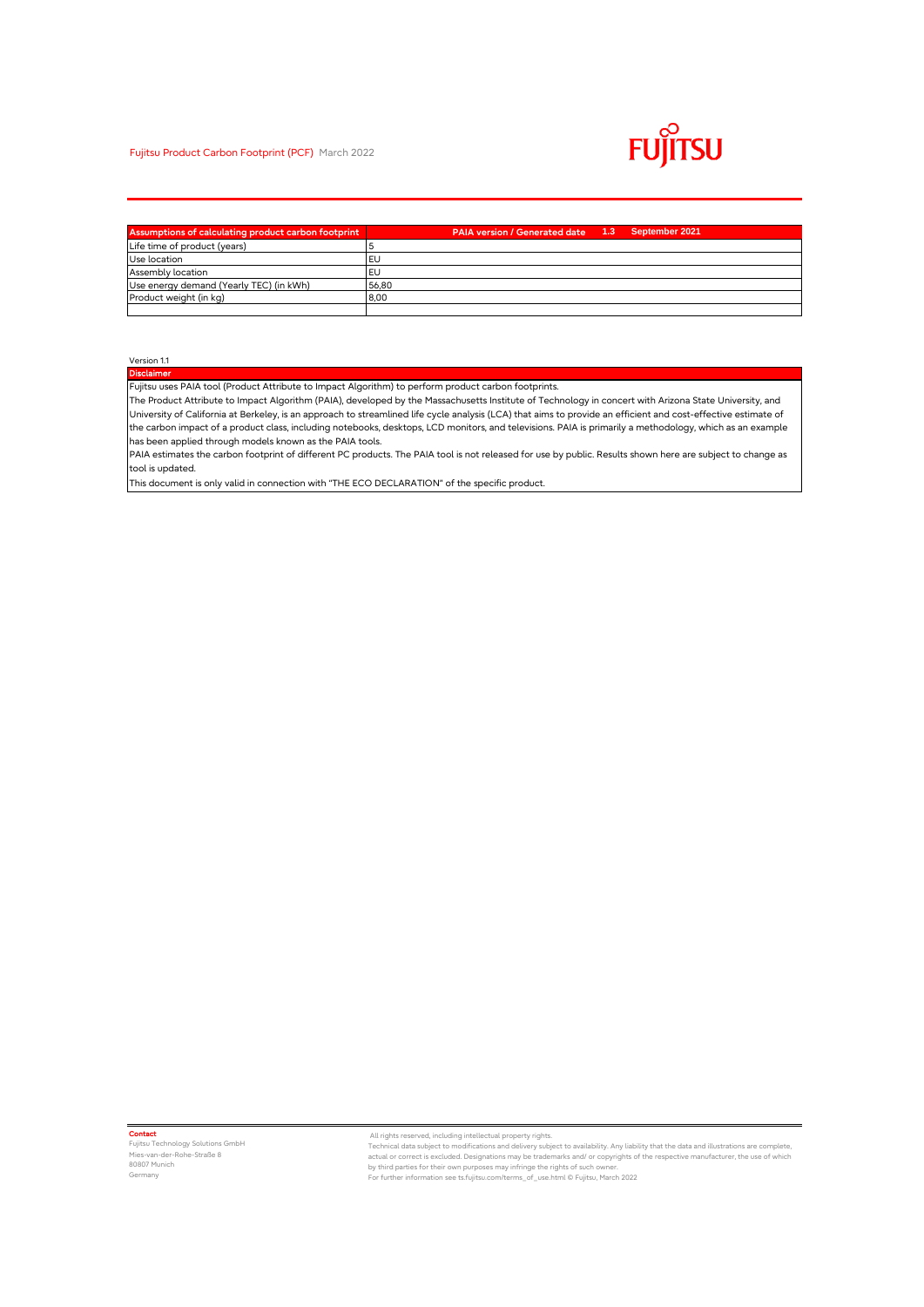Fujitsu Product Carbon Footprint (PCF) March 2022

| Assumptions of calculating product carbon footprint | PAIA version / Generated date 1.3 September 2021 |
|---|---|
| Life time of product (years) | 5 |
| Use location | EU |
| Assembly location | EU |
| Use energy demand (Yearly TEC) (in kWh) | 56,80 |
| Product weight (in kg) | 8,00 |
| | |

Version 1.1

**Disclaimer**

Fujitsu uses PAIA tool (Product Attribute to Impact Algorithm) to perform product carbon footprints.

The Product Attribute to Impact Algorithm (PAIA), developed by the Massachusetts Institute of Technology in concert with Arizona State University, and University of California at Berkeley, is an approach to streamlined life cycle analysis (LCA) that aims to provide an efficient and cost-effective estimate of the carbon impact of a product class, including notebooks, desktops, LCD monitors, and televisions. PAIA is primarily a methodology, which as an example has been applied through models known as the PAIA tools.

PAIA estimates the carbon footprint of different PC products. The PAIA tool is not released for use by public. Results shown here are subject to change as tool is updated.

This document is only valid in connection with "THE ECO DECLARATION" of the specific product.

**Contact**
Fujitsu Technology Solutions GmbH
Mies-van-der-Rohe-Straße 8
80807 Munich
Germany

All rights reserved, including intellectual property rights.
Technical data subject to modifications and delivery subject to availability. Any liability that the data and illustrations are complete, actual or correct is excluded. Designations may be trademarks and/ or copyrights of the respective manufacturer, the use of which by third parties for their own purposes may infringe the rights of such owner.
For further information see ts.fujitsu.com/terms_of_use.html © Fujitsu, March 2022